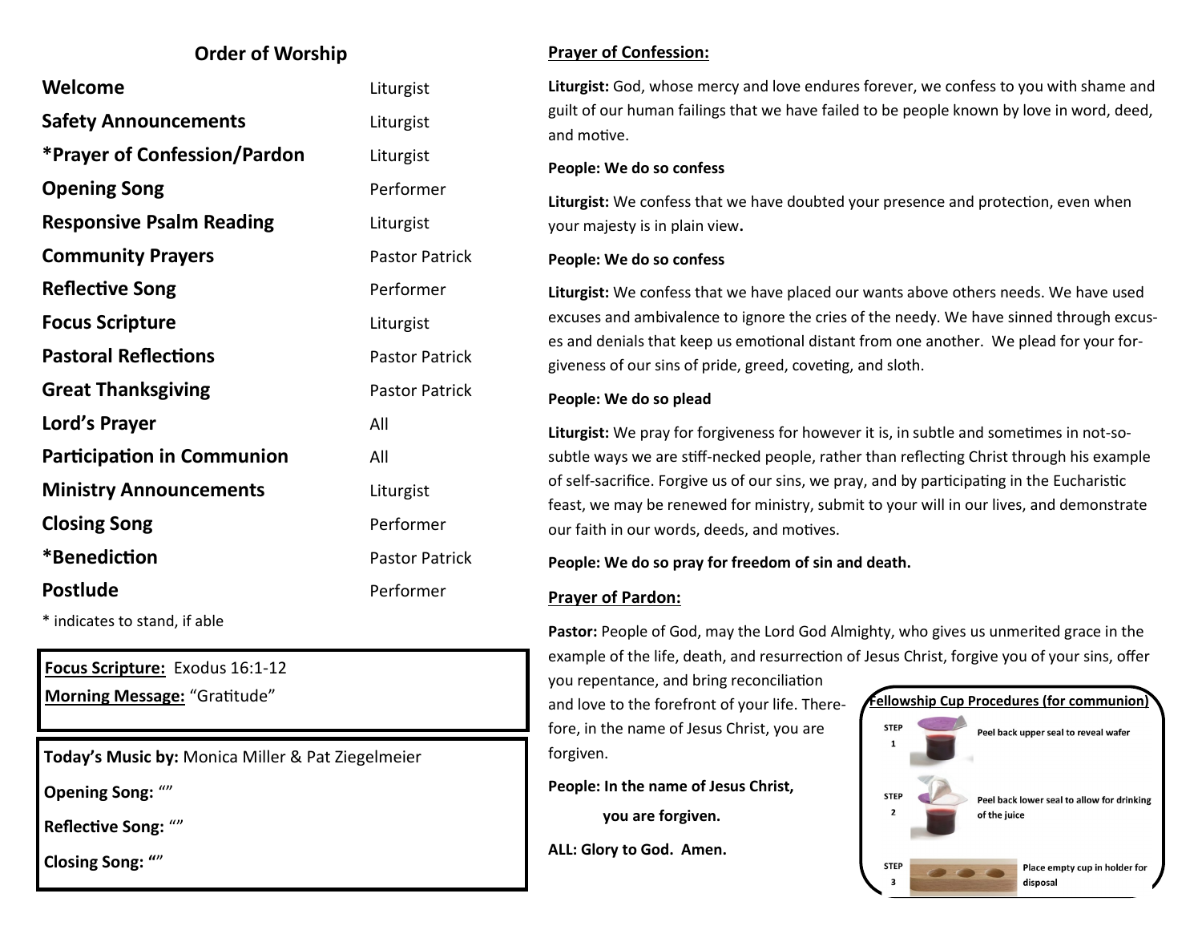## Order of Worship

| | |
|---|---|
| **Welcome** | Liturgist |
| **Safety Announcements** | Liturgist |
| ***Prayer of Confession/Pardon** | Liturgist |
| **Opening Song** | Performer |
| **Responsive Psalm Reading** | Liturgist |
| **Community Prayers** | Pastor Patrick |
| **Reflective Song** | Performer |
| **Focus Scripture** | Liturgist |
| **Pastoral Reflections** | Pastor Patrick |
| **Great Thanksgiving** | Pastor Patrick |
| **Lord's Prayer** | All |
| **Participation in Communion** | All |
| **Ministry Announcements** | Liturgist |
| **Closing Song** | Performer |
| ***Benediction** | Pastor Patrick |
| **Postlude** | Performer |

* indicates to stand, if able

**Focus Scripture:** Exodus 16:1-12

**Morning Message:** "Gratitude"

**Today's Music by:** Monica Miller & Pat Ziegelmeier

**Opening Song:** ""

**Reflective Song:** ""

**Closing Song:** ""

### Prayer of Confession:

**Liturgist:** God, whose mercy and love endures forever, we confess to you with shame and guilt of our human failings that we have failed to be people known by love in word, deed, and motive.

**People: We do so confess**

**Liturgist:** We confess that we have doubted your presence and protection, even when your majesty is in plain view.

**People: We do so confess**

**Liturgist:** We confess that we have placed our wants above others needs. We have used excuses and ambivalence to ignore the cries of the needy. We have sinned through excuses and denials that keep us emotional distant from one another. We plead for your forgiveness of our sins of pride, greed, coveting, and sloth.

**People: We do so plead**

**Liturgist:** We pray for forgiveness for however it is, in subtle and sometimes in not-so-subtle ways we are stiff-necked people, rather than reflecting Christ through his example of self-sacrifice. Forgive us of our sins, we pray, and by participating in the Eucharistic feast, we may be renewed for ministry, submit to your will in our lives, and demonstrate our faith in our words, deeds, and motives.

**People: We do so pray for freedom of sin and death.**

### Prayer of Pardon:

**Pastor:** People of God, may the Lord God Almighty, who gives us unmerited grace in the example of the life, death, and resurrection of Jesus Christ, forgive you of your sins, offer you repentance, and bring reconciliation and love to the forefront of your life. Therefore, in the name of Jesus Christ, you are forgiven.

**People: In the name of Jesus Christ,**

**you are forgiven.**

**ALL: Glory to God. Amen.**

**Fellowship Cup Procedures (for communion)**

STEP 1 — Peel back upper seal to reveal wafer

STEP 2 — Peel back lower seal to allow for drinking of the juice

STEP 3 — Place empty cup in holder for disposal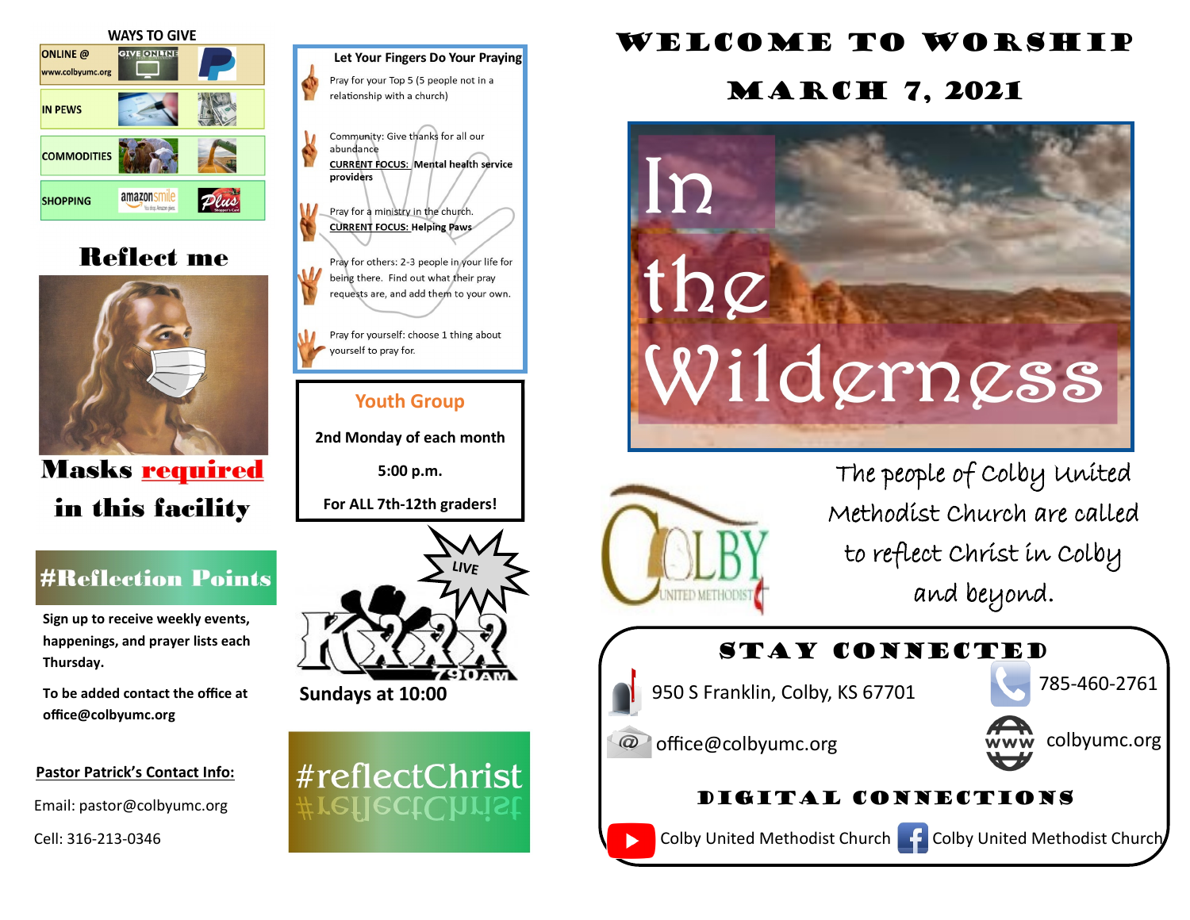## WAYS TO GIVE

- ONLINE @ www.colbyumc.org
- IN PEWS
- COMMODITIES
- SHOPPING

## Reflect me

**Masks required in this facility**

## #Reflection Points

**Sign up to receive weekly events, happenings, and prayer lists each Thursday.**

**To be added contact the office at office@colbyumc.org**

**Pastor Patrick's Contact Info:**

Email: pastor@colbyumc.org

Cell: 316-213-0346

## Let Your Fingers Do Your Praying

Pray for your Top 5 (5 people not in a relationship with a church)

Community: Give thanks for all our abundance
**CURRENT FOCUS: Mental health service providers**

Pray for a ministry in the church.
**CURRENT FOCUS: Helping Paws**

Pray for others: 2-3 people in your life for being there. Find out what their pray requests are, and add them to your own.

Pray for yourself: choose 1 thing about yourself to pray for.

## Youth Group

**2nd Monday of each month**

**5:00 p.m.**

**For ALL 7th-12th graders!**

LIVE

KXXX 790AM

**Sundays at 10:00**

#reflectChrist

# WELCOME TO WORSHIP

# MARCH 7, 2021

# In the Wilderness

COLBY UNITED METHODIST

The people of Colby United Methodist Church are called to reflect Christ in Colby and beyond.

## STAY CONNECTED

950 S Franklin, Colby, KS 67701

785-460-2761

office@colbyumc.org

colbyumc.org

## DIGITAL CONNECTIONS

Colby United Methodist Church

Colby United Methodist Church